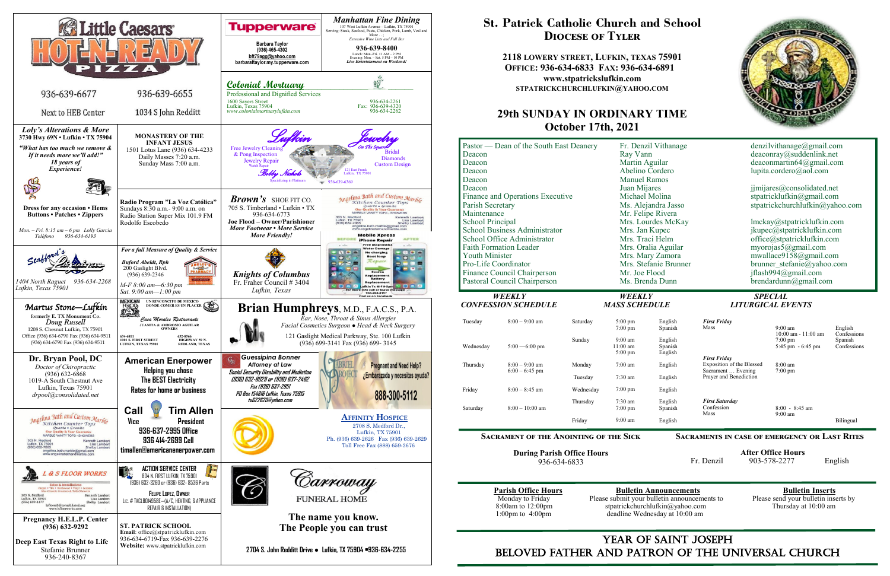# St. Patrick Catholic Church and School

## Diocese of Tyler

**2118 Lowery Street, Lufkin, Texas 75901**
**Office: 936-634-6833 Fax: 936-634-6891**
**www.stpatrickslufkin.com**
**STPATRICKCHURCHLUFKIN@YAHOO.COM**

## 29th SUNDAY IN ORDINARY TIME
## October 17th, 2021

| | | |
|---|---|---|
| Pastor — Dean of the South East Deanery | Fr. Denzil Vithanage | denzilvithanage@gmail.com |
| Deacon | Ray Vann | deaconray@suddenlink.net |
| Deacon | Martin Aguilar | deaconmartin64@gmail.com |
| Deacon | Abelino Cordero | lupita.cordero@aol.com |
| Deacon | Manuel Ramos | |
| Deacon | Juan Mijares | jjmijares@consolidated.net |
| Finance and Operations Executive | Michael Molina | stpatricklufkin@gmail.com |
| Parish Secretary | Ms. Alejandra Jasso | stpatrickchurchlufkin@yahoo.com |
| Maintenance | Mr. Felipe Rivera | |
| School Principal | Mrs. Lourdes McKay | lmckay@stpatricklufkin.com |
| School Business Administrator | Mrs. Jan Kupec | jkupec@stpatricklufkin.com |
| School Office Administrator | Mrs. Traci Helm | office@stpatricklufkin.com |
| Faith Formation Leader | Mrs. Oralia Aguilar | myorojas5@gmail.com |
| Youth Minister | Mrs. Mary Zamora | mwallace9158@gmail.com |
| Pro-Life Coordinator | Mrs. Stefanie Brunner | brunner_stefanie@yahoo.com |
| Finance Council Chairperson | Mr. Joe Flood | jflash994@gmail.com |
| Pastoral Council Chairperson | Ms. Brenda Dunn | brendardunn@gmail.com |

### *Weekly Confession Schedule*

| Day | Time |
|---|---|
| Tuesday | 8:00 – 9:00 am |
| Wednesday | 5:00 —6:00 pm |
| Thursday | 8:00 – 9:00 am<br>6:00 – 6:45 pm |
| Friday | 8:00 – 8:45 am |
| Saturday | 8:00 – 10:00 am |

### *Weekly Mass Schedule*

| Day | Time | Language |
|---|---|---|
| Saturday | 5:00 pm | English |
| | 7:00 pm | Spanish |
| Sunday | 9:00 am | English |
| | 11:00 am | Spanish |
| | 5:00 pm | English |
| Monday | 7:00 am | English |
| Tuesday | 7:30 am | English |
| Wednesday | 7:00 pm | English |
| Thursday | 7:30 am | English |
| | 7:00 pm | Spanish |
| Friday | 9:00 am | English |

### *Special Liturgical Events*

| Event | Time | Language |
|---|---|---|
| ***First Friday*** Mass | 9:00 am | English |
| | 10:00 am - 11:00 am | Confessions |
| | 7:00 pm | Spanish |
| | 5:45 pm - 6:45 pm | Confessions |
| ***First Friday*** Exposition of the Blessed Sacrament … Evening Prayer and Benediction | 8:00 am<br>7:00 pm | |
| ***First Saturday*** Confession | 8:00 - 8:45 am | |
| Mass | 9:00 am | Bilingual |

**Sacrament of the Anointing of the Sick**

During Parish Office Hours
936-634-6833

**Sacraments in case of Emergency or Last Rites**

After Office Hours
Fr. Denzil 903-578-2277 English

**Parish Office Hours**
Monday to Friday
8:00am to 12:00pm
1:00pm to 4:00pm

**Bulletin Announcements**
Please submit your bulletin announcements to stpatrickchurchlufkin@yahoo.com
deadline Wednesday at 10:00 am

**Bulletin Inserts**
Please send your bulletin inserts by Thursday at 10:00 am

**YEAR OF SAINT JOSEPH**
**BELOVED FATHER AND PATRON OF THE UNIVERSAL CHURCH**

---

**Little Caesars HOT-N-READY PIZZA**
936-639-6677 — Next to HEB Center
936-639-6655 — 1034 S John Redditt

**Tupperware**
Barbara Taylor
(936) 465-4302
bft79aga@yahoo.com
barbaraftaylor.my.tupperware.com

***Manhattan Fine Dining***
107 West Lufkin Avenue – Lufkin, TX 75901
Serving: Steak, Seafood, Pasta, Chicken, Pork, Lamb, Veal and More . . .
*Extensive Wine Lists and Full Bar*
**936-639-8400**
Lunch: Mon.-Fri. 11 AM – 2 PM
Evening: Mon. – Sat. 5 PM – 10 PM
*Live Entertainment on Weekend!*

***Colonial Mortuary***
Professional and Dignified Services
1600 Sayers Street
Lufkin, Texas 75904
www.colonialmortuarylufkin.com
936-634-2261
Fax: 936-639-4320
936-634-2262

**Loly's Alterations & More**
**3730 Hwy 69N • Lufkin • TX 75904**
***"What has too much we remove & If it needs more we'll add!"***
***18 years of Experience!***
**Dress for any occasion • Hems Buttons • Patches • Zippers**
*Mon. – Fri. 8:15 am – 6 pm Lolly Garcia*
*Teléfono 936-634-6193*

**MONASTERY OF THE INFANT JESUS**
1501 Lotus Lane (936) 634-4233
Daily Masses 7:20 a.m.
Sunday Mass 7:00 a.m.

**Lufkin Jewelry** — On The Square
Free Jewelry Cleaning & Pong Inspection
Jewelry Repair
Watch Repair
Bridal
Diamonds
Custom Design
Bobby Nichols
Specializing in Platinum
121 East Frank, Lufkin, TX 75901
936-639-6369

**Radio Program "La Voz Católica"**
Sundays 8:30 a.m.- 9:00 a.m. on Radio Station Super Mix 101.9 FM
Rodolfo Escobedo

***Brown's*** SHOE FIT CO.
705 S. Timberland • Lufkin • TX
936-634-6773
**Joe Flood – Owner/Parishioner**
***More Footwear • More Service More Friendly!***

**Angelina Bath and Custom Marble**
Kitchen Counter Tops
Quartz • Granite
Our Quality Is Your Guarantee
MARBLE VANITY TOPS - SHOWERS
303 N. Medford, Lufkin, TX 75901
(936) 632-7065
Kenneth Lambert
Lisa Lambert
Shelby Lambert
angelina.bath.marble@gmail.com
www.angelinabathandmarble.com

**Mobile Xpress**
iPhone Repair
Free Diagnostics
Water Damage
No charging
Boot loop
Repair
Screen Replacement
Battery Replacement
Lufkin Tx M-F 9-5pm
for more info call or leave message
936-208-8157
find us on Facebook

**Stafford's**
1404 North Raguet 936-634-2268
Lufkin, Texas 75901

***For a full Measure of Quality & Service***
*Buford Abeldt, Rph*
200 Gaslight Blvd.
(936) 639-2346
*M-F 8:00 am—6:30 pm*
*Sat. 9:00 am—1:00 pm*

***Knights of Columbus***
Fr. Fraher Council # 3404
*Lufkin, Texas*

**Martus Stone—Lufkin**
formerly E. TX Monument Co.
*Doug Russell*
1208 S. Chestnut Lufkin, TX 75901
Office (936) 634-6790 Fax (936) 634-9511
(936) 634-6790 Fax (936) 634-9511

**MEXICAN FOOD** UN RINCONCITO DE MEXICO DONDE COMER ES UN PLACER
*Casa Morales Restaurante*
JUANITA & AMBROSIO AGUILAR OWNERS
634-6811
1001 S. FIRST STREET
LUFKIN, TEXAS 75901
632-8566
HIGHWAY 59 N.
REDLAND, TEXAS

**Brian Humphreys**, M.D., F.A.C.S., P.A.
*Ear, Nose, Throat & Sinus Allergies*
*Facial Cosmetics Surgeon • Head & Neck Surgery*
121 Gaslight Medical Parkway, Ste. 100 Lufkin
(936) 699-3141 Fax (936) 699- 3145

**Dr. Bryan Pool, DC**
*Doctor of Chiropractic*
(936) 632-6868
1019-A South Chestnut Ave
Lufkin, Texas 75901
*drpool@consolidated.net*

**American Enerpower**
Helping you chose
The BEST Electricity
Rates for home or business

**Guessipina Bonner**
***Attorney at Law***
***Social Security Disability and Mediation***
***(936) 632-8029 or (936) 637-2462***
***Fax (936) 637-2951***
***PO Box 154816 Lufkin, Texas 75915***
***tx62262@yahoo.com***

**GABRIEL PROJECT**
Pregnant and Need Help?
¿Embarazada y necesitas ayuda?
888-300-5112

**Call Tim Allen**
Vice President
936-637-2995 Office
936 414-2699 Cell
timallen@americanenerpower.com

**Affinity Hospice**
2708 S. Medford Dr.,
Lufkin, TX 75901
Ph. (936) 639-2626 Fax (936) 639-2629
Toll Free Fax (888) 659-2676

**Angelina Bath and Custom Marble**
Kitchen Counter Tops
Quartz • Granite
Our Quality Is Your Guarantee
MARBLE VANITY TOPS - SHOWERS
303 N. Medford, Lufkin, TX 75901
(936) 632-7065
Kenneth Lambert
Lisa Lambert
Shelby Lambert
angelina.bath.marble@gmail.com
www.angelinabathandmarble.com

**L & S FLOOR WORKS**
Sales & Installation
Carpet • Tile • Hardwood • Vinyl • Ceramic
303 N. Medford, Lufkin, TX 75901
(936) 699-4477
Kenneth Lambert
Lisa Lambert
Shelby Lambert
www.lsfloorworks.com

**ACTION SERVICE CENTER**
804 N. FIRST LUFKIN, TX 75901
(936) 632-3260 or (936) 632- 8536 Parts
FELIPE LOPEZ, OWNER
Lic. # TACLB049598E—(A/C, HEATING, & APPLIANCE REPAIR & INSTALLATION)

***Carroway*** FUNERAL HOME
**The name you know.**
**The People you can trust**
**2704 S. John Redditt Drive • Lufkin, TX 75904 •936-634-2255**

**Pregnancy H.E.L.P. Center**
**(936) 632-9292**

**Deep East Texas Right to Life**
Stefanie Brunner
936-240-8367

**ST. PATRICK SCHOOL**
**Email:** office@stpatricklufkin.com
936-634-6719-Fax 936-639-2276
**Website:** www.stpatricklufkin.com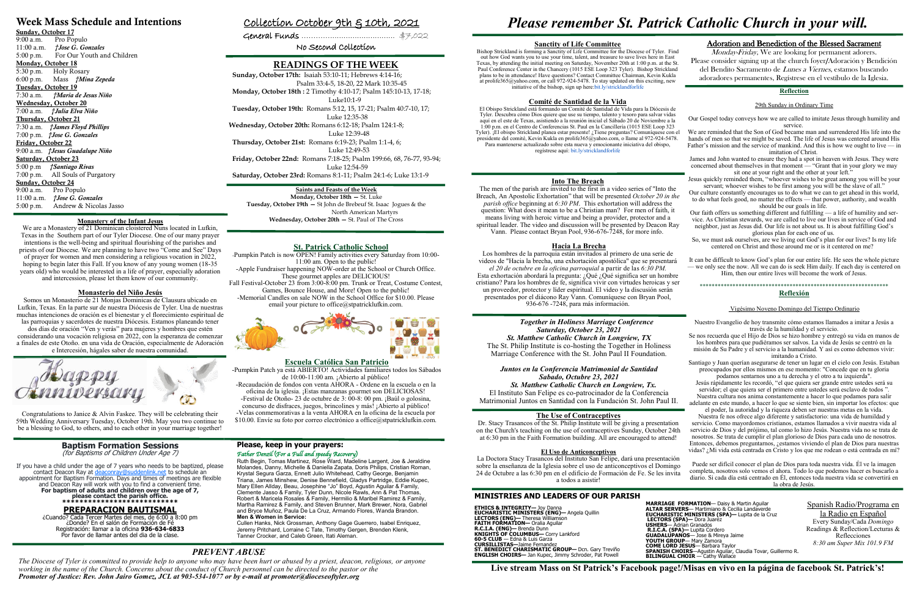# Week Mass Schedule and Intentions

**Sunday, October 17**
9:00 a.m. Pro Populo
11:00 a.m. *†Jose G. Gonzales*
5:00 p.m. For Our Youth and Children

**Monday, October 18**
5:30 p.m. Holy Rosary
6:00 p.m. Mass *†Mina Zepeda*

**Tuesday, October 19**
7:30 a.m. *†Maria de Jesus Niño*

**Wednesday, October 20**
7:00 a.m. *†Julia Elva Niño*

**Thursday, October 21**
7:30 a.m. *†James Floyd Phillips*
7:00 p.m. *†Jose G. Gonzales*

**Friday, October 22**
9:00 a.m. *†Jesus Guadalupe Niño*

**Saturday, October 23**
5:00 p.m *†Santiago Rivas*
7:00 p.m. All Souls of Purgatory

**Sunday, October 24**
9:00 a.m. Pro Populo
11:00 a.m. *†Jose G. Gonzales*
5:00 p.m. Andrew & Nicolas Jasso

### Monastery of the Infant Jesus

We are a Monastery of 21 Dominican cloistered Nuns located in Lufkin, Texas in the Southern part of our Tyler Diocese. One of our many prayer intentions is the well-being and spiritual flourishing of the parishes and priests of our Diocese. We are planning to have two "Come and See" Days of prayer for women and men considering a religious vocation in 2022, hoping to begin later this Fall. If you know of any young women (18-35 years old) who would be interested in a life of prayer, especially adoration and intercession, please let them know of our community.

### Monasterio del Niño Jesús

Somos un Monasterio de 21 Monjas Dominicas de Clausura ubicado en Lufkin, Texas. En la parte sur de nuestra Diócesis de Tyler. Una de nuestras muchas intenciones de oración es el bienestar y el florecimiento espiritual de las parroquias y sacerdotes de nuestra Diócesis. Estamos planeando tener dos días de oración "Ven y verás" para mujeres y hombres que estén considerando una vocación religiosa en 2022, con la esperanza de comenzar a finales de este Otoño. en una vida de Oración, especialmente de Adoración e Intercesión, hágales saber de nuestra comunidad.

Happy Anniversary

Congratulations to Janice & Alvin Faskee. They will be celebrating their 59th Wedding Anniversary Tuesday, October 19th. May you two continue to be a blessing to God, to others, and to each other in your marriage together!

## Baptism Formation Sessions

*(for Baptisms of Children Under Age 7)*

If you have a child under the age of 7 years who needs to be baptized, please contact Deacon Ray at deaconray@suddenlink.net to schedule an appointment for Baptism Formation. Days and times of meetings are flexible and Deacon Ray will work with you to find a convenient time.
**For baptism of adults and children over the age of 7, please contact the parish office.**
**\*\*\*\*\*\*\*\*\*\*\*\*\*\*\*\*\*\*\*\*\*\*\*\*\*\*\*\*\***

## PREPARACION BAUTISMAL

¿Cuando? Cada Tercer Martes del mes, de 6:00 a 8:00 pm
¿Donde? En el salón de Formación de Fe
Registración: llamar a la oficina **936-634-6833**
Por favor de llamar antes del día de la clase.

## Collection October 9th & 10th, 2021

General Funds ........................................ $7,022

No Second Collection

## READINGS OF THE WEEK

**Sunday, October 17th:** Isaiah 53:10-11; Hebrews 4:14-16; Psalm 33:4-5, 18-20, 22 Mark 10:35-45
**Monday, October 18th :** 2 Timothy 4:10-17; Psalm 145:10-13, 17-18; Luke10:1-9
**Tuesday, October 19th:** Romans 5:12, 15, 17-21; Psalm 40:7-10, 17; Luke 12:35-38
**Wednesday, October 20th:** Romans 6:12-18; Psalm 124:1-8; Luke 12:39-48
**Thursday, October 21st:** Romans 6:19-23; Psalm 1:1-4, 6; Luke 12:49-53
**Friday, October 22nd:** Romans 7:18-25; Psalm 199:66, 68, 76-77, 93-94; Luke 12:54-59
**Saturday, October 23rd:** Romans 8:1-11; Psalm 24:1-6; Luke 13:1-9

**Saints and Feasts of the Week**
**Monday, October 18th —** St. Luke
**Tuesday, October 19th —** St John de Brebeuf St. Isaac Jogues & the North American Martyrs
**Wednesday, October 20th —** St. Paul of The Cross

### St. Patrick Catholic School

-Pumpkin Patch is now OPEN! Family activities every Saturday from 10:00-11:00 am. Open to the public!
-Apple Fundraiser happening NOW-order at the School or Church Office. These gourmet apples are DELICIOUS!
Fall Festival-October 23 from 3:00-8:00 pm. Trunk or Treat, Costume Contest, Games, Bounce House, and More! Open to the public!
-Memorial Candles on sale NOW in the School Office for $10.00. Please email your picture to office@stpatricklufkin.com.

### Escuela Católica San Patricio

-Pumpkin Patch ya está ABIERTO! Actividades familiares todos los Sábados de 10:00-11:00 am. ¡Abierto al público!
-Recaudación de fondos con venta AHORA - Ordene en la escuela o en la oficina de la iglesia. ¡Estas manzanas gourmet son DELICIOSAS!
-Festival de Otoño- 23 de octubre de 3: 00-8: 00 pm. ¡Baúl o golosina, concurso de disfraces, juegos, brincolines y más! ¡Abierto al público!
-Velas conmemorativas a la venta AHORA en la oficina de la escuela por $10.00. Envíe su foto por correo electrónico a office@stpatricklufkin.com.

### Please, keep in your prayers:

*Father Denzil (For a Full and speedy Recovery)*

Ruth Begin, Tomas Martinez, Rose Ward, Madeline Largent, Joe & Jeraldine Molandes, Danny, Michelle & Daniella Zapata, Doris Philips, Cristian Roman, Krystal Segura Garza, Ennett Julio Whitehead, Cathy George, Benjamin Triana, James Minshew, Denise Bennefield, Gladys Partridge, Eddie Kupec, Mary Ellen Allday, Beau, Josephine "Jo" Boyd, Agustin Aguilar & Family, Clemente Jasso & Family, Tyler Dunn, Nicole Rawls, Ann & Pat Thomas, Robert & Maricela Rosales & Family, Hermilio & Maribel Ramirez & Family, Martha Ramirez & Family, and Steven Brunner, Mark Brewer, Mora, Gabriel and Bryce Muñoz, Paula De La Cruz, Armando Flores, Wanda Brandon.
**Men & Women in Service:**
Cullen Hanks, Nick Grossman, Anthony Gage Guerrero, Isabel Enriquez, Jeremy Pritchard, Lorraine C Tate, Timothy Gergen, Brenden Klenk, Tanner Crocker, and Caleb Green, Itati Aleman.

# *Please remember St. Patrick Catholic Church in your will.*

### Sanctity of Life Committee

Bishop Strickland is forming a Sanctity of Life Committee for the Diocese of Tyler. Find out how God wants you to use your time, talent, and treasure to save lives here in East Texas, by attending the initial meeting on Saturday, November 20th at 1:00 p.m. at the St. Paul Conference Center in the Chancery (1015 ESE Loop 323 Tyler). Bishop Strickland plans to be in attendance! Have questions? Contact Committee Chairman, Kevin Kukla at prolife365@yahoo.com, or call 972-924-5478. To stay updated on this exciting, new initiative of the bishop, sign up here:bit.ly/stricklandforlife

### Comité de Santidad de la Vida

El Obispo Strickland está formando un Comité de Santidad de Vida para la Diócesis de Tyler. Descubra cómo Dios quiere que use su tiempo, talento y tesoro para salvar vidas aquí en el este de Texas, asistiendo a la reunión inicial el Sábado 20 de Noviembre a la 1:00 p.m. en el Centro de Conferencias St. Paul en la Cancillería (1015 ESE Loop 323 Tyler). ¡El obispo Strickland planea estar presente! ¿Tiene preguntas? Comuníquese con el presidente del comité, Kevin Kukla en prolife365@yahoo.com, o llame al 972-924-5478. Para mantenerse actualizado sobre esta nueva y emocionante iniciativa del obispo, regístrese aquí: bit.ly/stricklandforlife

### Into The Breach

The men of the parish are invited to the first in a video series of "Into the Breach, An Apostolic Exhortation" that will be presented *October 20 in the parish office* beginning at *6:30 PM*. This exhortation will address the question: What does it mean to be a Christian man? For men of faith, it means living with heroic virtue and being a provider, protector and a spiritual leader. The video and discussion will be presented by Deacon Ray Vann. Please contact Bryan Pool, 936-676-7248, for more info.

### Hacia La Brecha

Los hombres de la parroquia están invitados al primero de una serie de videos de "Hacia la brecha, una exhortación apostólica" que se presentará *el 20 de octubre en la oficina parroquial* a partir de las *6:30 PM.* Esta exhortación abordará la pregunta: ¿Qué ¿Qué significa ser un hombre cristiano? Para los hombres de fe, significa vivir con virtudes heroicas y ser un proveedor, protector y líder espiritual. El video y la discusión serán presentados por el diácono Ray Vann. Comuníquese con Bryan Pool, 936-676 -7248, para más información.

***Together in Holiness Marriage Conference***
***Saturday, October 23, 2021***
***St. Matthew Catholic Church in Longview, TX***
The St. Philip Institute is co-hosting the Together in Holiness Marriage Conference with the St. John Paul II Foundation.

***Juntos en la Conferencia Matrimonial de Santidad***
***Sabado, Octubre 23, 2021***
***St. Matthew Catholic Church en Longview, Tx.***
El Instituto San Felipe es co-patrocinador de la Conferencia Matrimonial Juntos en Santidad con la Fundación St. John Paul II.

### The Use of Contraceptives

Dr. Stacy Trasancos of the St. Philip Institute will be giving a presentation on the Church's teaching on the use of contraceptives Sunday, October 24th at 6:30 pm in the Faith Formation building. All are encouraged to attend!

### El Uso de Anticonceptivos

La Doctora Stacy Trasancos del Instituto San Felipe, dará una presentación sobre la enseñanza de la Iglesia sobre el uso de anticonceptivos el Domingo 24 de Octubre a las 6:30 pm en el edificio de Formación de Fe. Se les invita a todos a asistir!

### Adoration and Benediction of the Blessed Sacrament

*Monday-Friday*, We are looking for permanent adorers. Please consider signing up at the church foyer/Adoración y Bendición del Bendito Sacramento de *Lunes a Viernes*, estamos buscando adoradores permanentes, Regístrese en el vestíbulo de la Iglesia.

### Reflection

29th Sunday in Ordinary Time

Our Gospel today conveys how we are called to imitate Jesus through humility and service.
We are reminded that the Son of God became man and surrendered His life into the hands of men so that we might be saved. The life of Jesus was centered around His Father's mission and the service of mankind. And this is how we ought to live — in imitation of Christ.
James and John wanted to ensure they had a spot in heaven with Jesus. They were concerned about themselves in that moment — "Grant that in your glory we may sit one at your right and the other at your left."
Jesus quickly reminded them, "whoever wishes to be great among you will be your servant; whoever wishes to be first among you will be the slave of all."
Our culture constantly encourages us to do what we can to get ahead in this world, to do what feels good, no matter the effects — that power, authority, and wealth should be our goals in life.
Our faith offers us something different and fulfilling — a life of humility and service. As Christian stewards, we are called to live our lives in service of God and neighbor, just as Jesus did. Our life is not about us. It is about fulfilling God's glorious plan for each one of us.
So, we must ask ourselves, are we living out God's plan for our lives? Is my life centered on Christ and those around me or is it centered on me?

It can be difficult to know God's plan for our entire life. He sees the whole picture — we only see the now. All we can do is seek Him daily. If each day is centered on Him, then our entire lives will become the work of Jesus.

\*\*\*\*\*\*\*\*\*\*\*\*\*\*\*\*\*\*\*\*\*\*\*\*\*\*\*\*\*\*\*\*\*\*\*\*\*\*\*\*\*\*\*\*\*\*\*\*\*\*\*\*\*\*\*\*\*\*\*\*\*\*\*\*

### Reflexión

Vigésimo Noveno Domingo del Tiempo Ordinario

Nuestro Evangelio de hoy transmite cómo estamos llamados a imitar a Jesús a través de la humildad y el servicio.
Se nos recuerda que el Hijo de Dios se hizo hombre y entregó su vida en manos de los hombres para que pudiéramos ser salvos. La vida de Jesús se centró en la misión de Su Padre y el servicio a la humanidad. Y así es como debemos vivir: imitando a Cristo.
Santiago y Juan querían asegurarse de tener un lugar en el cielo con Jesús. Estaban preocupados por ellos mismos en ese momento: "Concede que en tu gloria podamos sentarnos uno a tu derecha y el otro a tu izquierda".
Jesús rápidamente les recordó, "el que quiera ser grande entre ustedes será su servidor; el que quiera ser el primero entre ustedes será esclavo de todos ".
Nuestra cultura nos anima constantemente a hacer lo que podamos para salir adelante en este mundo, a hacer lo que se siente bien, sin importar los efectos: que el poder, la autoridad y la riqueza deben ser nuestras metas en la vida.
Nuestra fe nos ofrece algo diferente y satisfactorio: una vida de humildad y servicio. Como mayordomos cristianos, estamos llamados a vivir nuestra vida al servicio de Dios y del prójimo, tal como lo hizo Jesús. Nuestra vida no se trata de nosotros. Se trata de cumplir el plan glorioso de Dios para cada uno de nosotros.
Entonces, debemos preguntarnos, ¿estamos viviendo el plan de Dios para nuestras vidas? ¿Mi vida está centrada en Cristo y los que me rodean o está centrada en mí?

Puede ser difícil conocer el plan de Dios para toda nuestra vida. Él ve la imagen completa, nosotros solo vemos el ahora. Todo lo que podemos hacer es buscarlo a diario. Si cada día está centrado en Él, entonces toda nuestra vida se convertirá en la obra de Jesús.

## MINISTRIES AND LEADERS OF OUR PARISH

**ETHICS & INTEGRITY—** Joy Danna
**EUCHARISTIC MINISTERS (ENG)—** Angela Quillin
**LECTORS (ENG)—** Theresa Williamson
**FAITH FORMATION—** Oralia Aguilar
**R.C.I.A. (ENG)—** Brenda Dunn
**KNIGHTS OF COLUMBUS—** Corry Lankford
**60-5 CLUB** — Edna & Luis Garza
**CURSILLISTAS—**Jaime Fernandez
**ST. BENEDICT CHARISMATIC GROUP—** Dcn. Gary Treviño
**ENGLISH CHOIRS—** Jan Kupec, Jimmy Schroder, Pat Powell
**MARRIAGE FORMATION—** Daisy & Martin Aguilar
**ALTAR SERVERS—** Martimiano & Cecilia Landaverde
**EUCHARISTIC MINISTERS (SPA)—** Lupita de la Cruz
**LECTORS (SPA)—** Dora Juarez
**USHERS—** Adrian Granados
**R.I.C.A. (SPA)—** Lupita Cordero
**GUADALUPANOS—** Jose & Mireya Jaime
**YOUTH GROUP—** Mary Zamora
**COME LORD JESUS—** Barbara Taylor
**SPANISH CHOIRS—**Agustin Aguilar, Claudia Tovar, Guillermo R.
**BILINGUAL CHOIR** —Cathy Wallace

Spanish Radio/Programa en la Radio en Español
Every Sunday/Cada *Domingo*
Readings & Reflection/Lecturas & Reflecciones
*8:30 am Super Mix 101.9 FM*

## *PREVENT ABUSE*

*The Diocese of Tyler is committed to provide help to anyone who may have been hurt or abused by a priest, deacon, religious, or anyone working in the name of the Church. Concerns about the conduct of Church personnel can be directed to the pastor or the* ***Promoter of Justice: Rev. John Jairo Gomez, JCL at 903-534-1077 or by e-mail at promoter@dioceseoftyler.org***

**Live stream Mass on St Patrick's Facebook page!/Misas en vivo en la página de facebook St. Patrick's!**